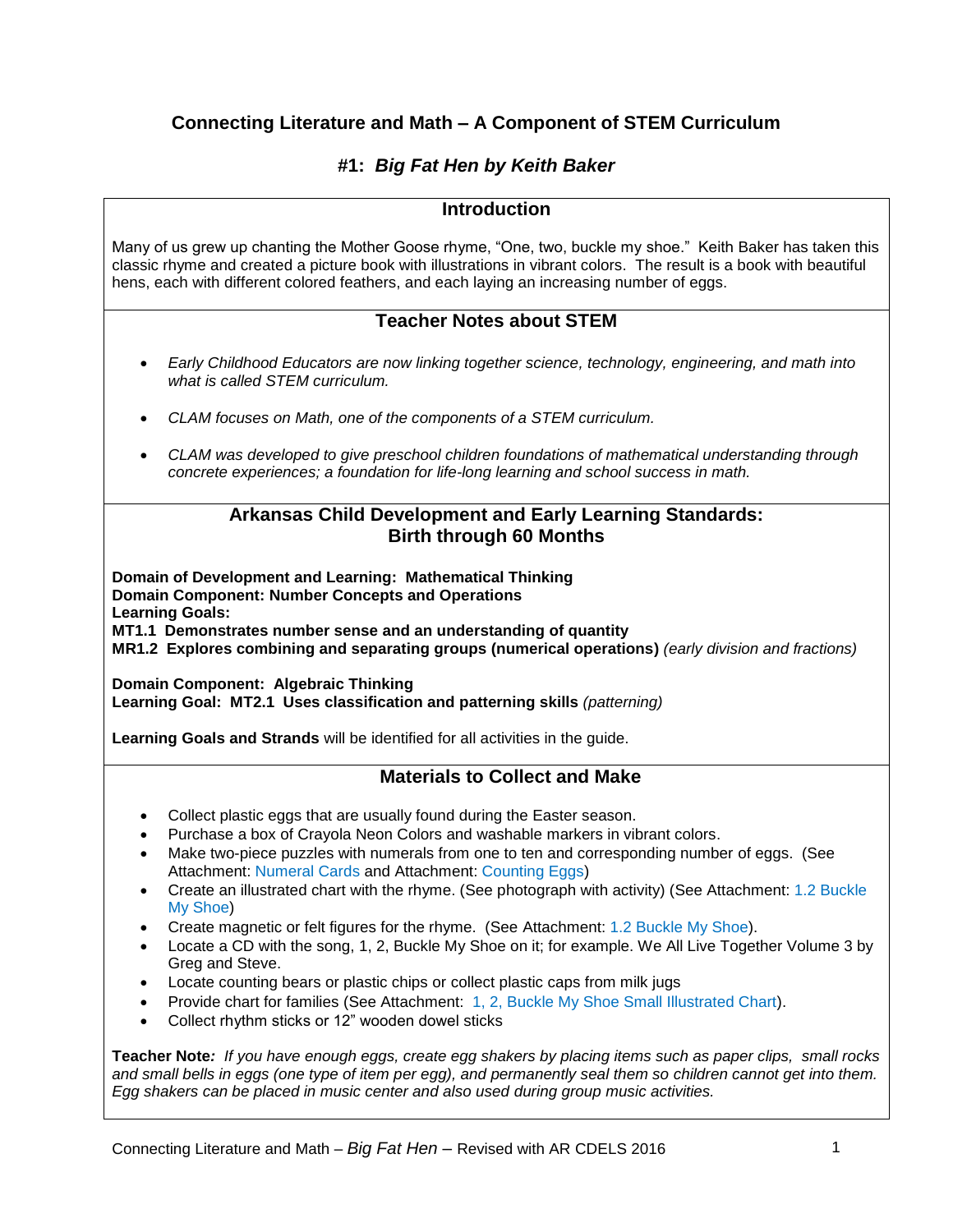# Connecting Literature and Math – A Component of STEM Curriculum

## #1: *Big Fat Hen by Keith Baker*

### Introduction

Many of us grew up chanting the Mother Goose rhyme, "One, two, buckle my shoe." Keith Baker has taken this classic rhyme and created a picture book with illustrations in vibrant colors. The result is a book with beautiful hens, each with different colored feathers, and each laying an increasing number of eggs.

### Teacher Notes about STEM

- *Early Childhood Educators are now linking together science, technology, engineering, and math into what is called STEM curriculum.*
- *CLAM focuses on Math, one of the components of a STEM curriculum.*
- *CLAM was developed to give preschool children foundations of mathematical understanding through concrete experiences; a foundation for life-long learning and school success in math.*

### Arkansas Child Development and Early Learning Standards: Birth through 60 Months

**Domain of Development and Learning: Mathematical Thinking**
**Domain Component: Number Concepts and Operations**
**Learning Goals:**
**MT1.1 Demonstrates number sense and an understanding of quantity**
**MR1.2 Explores combining and separating groups (numerical operations)** *(early division and fractions)*

**Domain Component: Algebraic Thinking**
**Learning Goal: MT2.1 Uses classification and patterning skills** *(patterning)*

**Learning Goals and Strands** will be identified for all activities in the guide.

### Materials to Collect and Make

- Collect plastic eggs that are usually found during the Easter season.
- Purchase a box of Crayola Neon Colors and washable markers in vibrant colors.
- Make two-piece puzzles with numerals from one to ten and corresponding number of eggs. (See Attachment: Numeral Cards and Attachment: Counting Eggs)
- Create an illustrated chart with the rhyme. (See photograph with activity) (See Attachment: 1.2 Buckle My Shoe)
- Create magnetic or felt figures for the rhyme. (See Attachment: 1.2 Buckle My Shoe).
- Locate a CD with the song, 1, 2, Buckle My Shoe on it; for example. We All Live Together Volume 3 by Greg and Steve.
- Locate counting bears or plastic chips or collect plastic caps from milk jugs
- Provide chart for families (See Attachment: 1, 2, Buckle My Shoe Small Illustrated Chart).
- Collect rhythm sticks or 12" wooden dowel sticks

**Teacher Note***:* *If you have enough eggs, create egg shakers by placing items such as paper clips, small rocks and small bells in eggs (one type of item per egg), and permanently seal them so children cannot get into them. Egg shakers can be placed in music center and also used during group music activities.*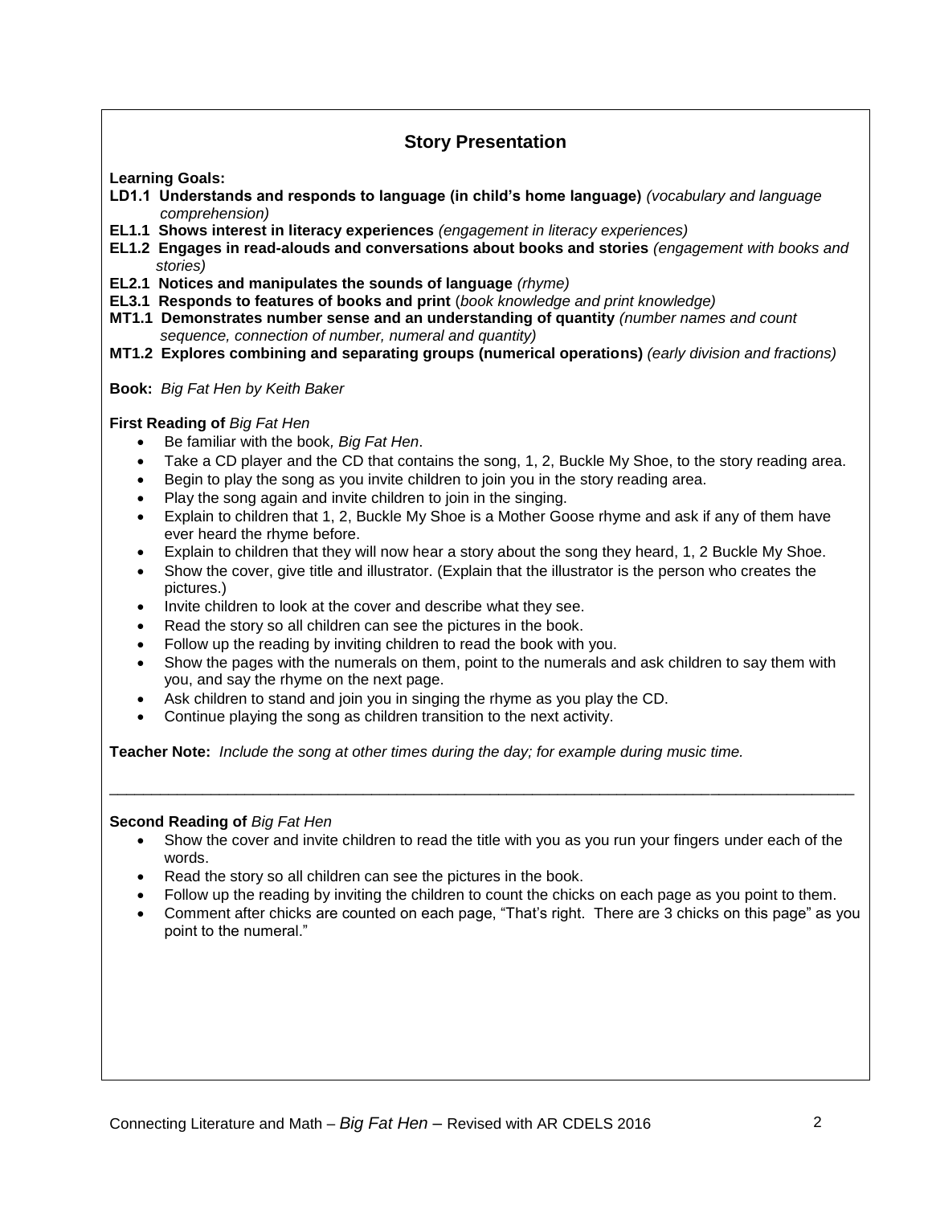## Story Presentation

**Learning Goals:**

**LD1.1 Understands and responds to language (in child's home language)** *(vocabulary and language comprehension)*
**EL1.1 Shows interest in literacy experiences** *(engagement in literacy experiences)*
**EL1.2 Engages in read-alouds and conversations about books and stories** *(engagement with books and stories)*
**EL2.1 Notices and manipulates the sounds of language** *(rhyme)*
**EL3.1 Responds to features of books and print** (*book knowledge and print knowledge)*
**MT1.1 Demonstrates number sense and an understanding of quantity** *(number names and count sequence, connection of number, numeral and quantity)*
**MT1.2 Explores combining and separating groups (numerical operations)** *(early division and fractions)*

**Book:** *Big Fat Hen by Keith Baker*

**First Reading of** *Big Fat Hen*

- Be familiar with the book*, Big Fat Hen*.
- Take a CD player and the CD that contains the song, 1, 2, Buckle My Shoe, to the story reading area.
- Begin to play the song as you invite children to join you in the story reading area.
- Play the song again and invite children to join in the singing.
- Explain to children that 1, 2, Buckle My Shoe is a Mother Goose rhyme and ask if any of them have ever heard the rhyme before.
- Explain to children that they will now hear a story about the song they heard, 1, 2 Buckle My Shoe.
- Show the cover, give title and illustrator. (Explain that the illustrator is the person who creates the pictures.)
- Invite children to look at the cover and describe what they see.
- Read the story so all children can see the pictures in the book.
- Follow up the reading by inviting children to read the book with you.
- Show the pages with the numerals on them, point to the numerals and ask children to say them with you, and say the rhyme on the next page.
- Ask children to stand and join you in singing the rhyme as you play the CD.
- Continue playing the song as children transition to the next activity.

**Teacher Note:** *Include the song at other times during the day; for example during music time.*

---

**Second Reading of** *Big Fat Hen*

- Show the cover and invite children to read the title with you as you run your fingers under each of the words.
- Read the story so all children can see the pictures in the book.
- Follow up the reading by inviting the children to count the chicks on each page as you point to them.
- Comment after chicks are counted on each page, "That's right. There are 3 chicks on this page" as you point to the numeral."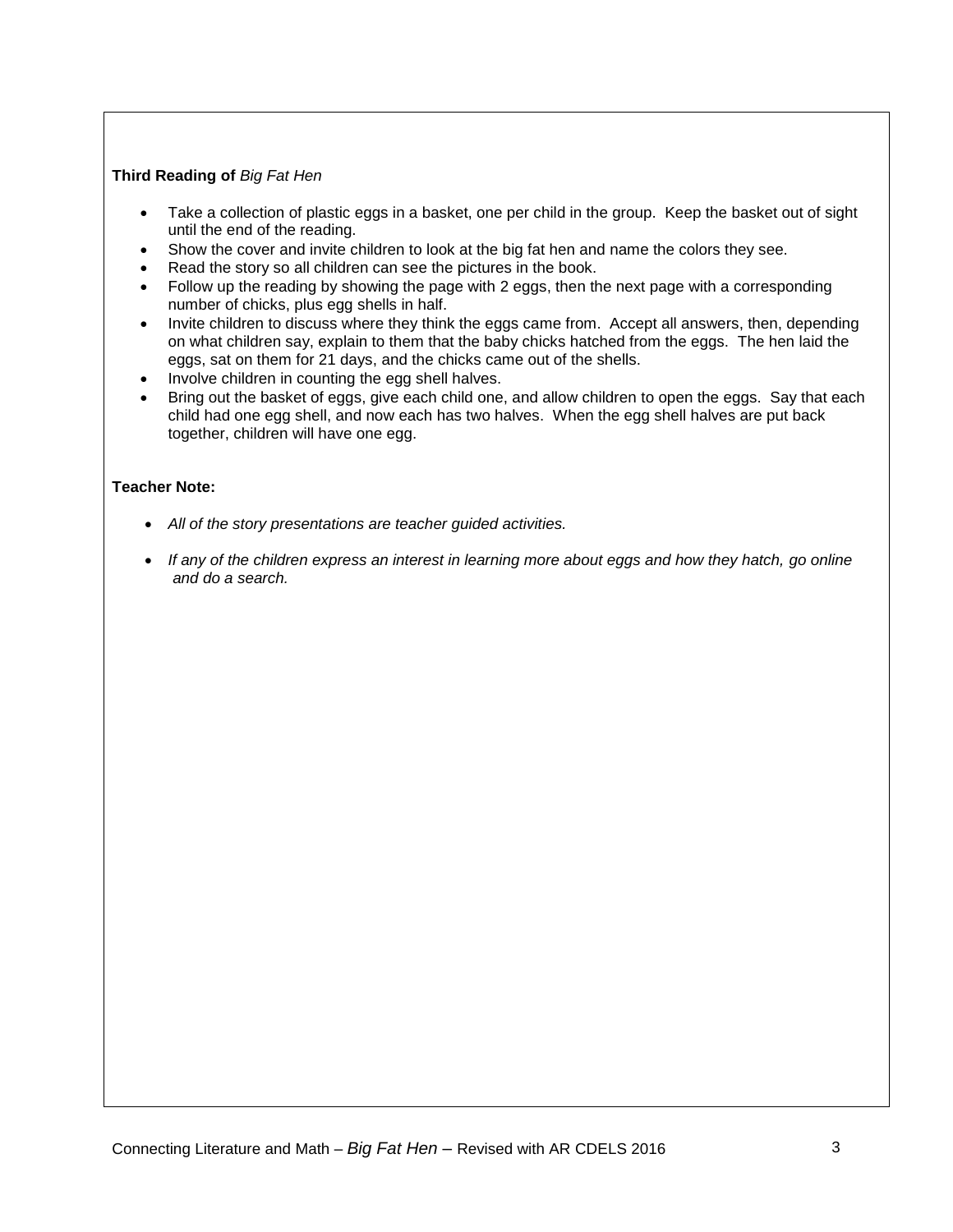**Third Reading of** *Big Fat Hen*

- Take a collection of plastic eggs in a basket, one per child in the group. Keep the basket out of sight until the end of the reading.
- Show the cover and invite children to look at the big fat hen and name the colors they see.
- Read the story so all children can see the pictures in the book.
- Follow up the reading by showing the page with 2 eggs, then the next page with a corresponding number of chicks, plus egg shells in half.
- Invite children to discuss where they think the eggs came from. Accept all answers, then, depending on what children say, explain to them that the baby chicks hatched from the eggs. The hen laid the eggs, sat on them for 21 days, and the chicks came out of the shells.
- Involve children in counting the egg shell halves.
- Bring out the basket of eggs, give each child one, and allow children to open the eggs. Say that each child had one egg shell, and now each has two halves. When the egg shell halves are put back together, children will have one egg.

**Teacher Note:**

- *All of the story presentations are teacher guided activities.*
- *If any of the children express an interest in learning more about eggs and how they hatch, go online and do a search.*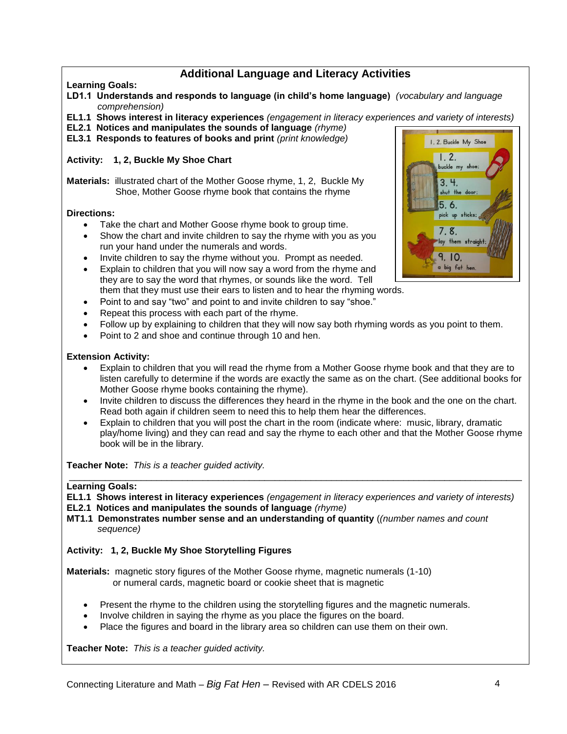## Additional Language and Literacy Activities

**Learning Goals:**

**LD1.1 Understands and responds to language (in child's home language)** *(vocabulary and language comprehension)*

**EL1.1 Shows interest in literacy experiences** *(engagement in literacy experiences and variety of interests)*

**EL2.1 Notices and manipulates the sounds of language** *(rhyme)*

**EL3.1 Responds to features of books and print** *(print knowledge)*

**Activity: 1, 2, Buckle My Shoe Chart**

**Materials:** illustrated chart of the Mother Goose rhyme, 1, 2, Buckle My Shoe, Mother Goose rhyme book that contains the rhyme

**Directions:**

- Take the chart and Mother Goose rhyme book to group time.
- Show the chart and invite children to say the rhyme with you as you run your hand under the numerals and words.
- Invite children to say the rhyme without you. Prompt as needed.
- Explain to children that you will now say a word from the rhyme and they are to say the word that rhymes, or sounds like the word. Tell them that they must use their ears to listen and to hear the rhyming words.
- Point to and say "two" and point to and invite children to say "shoe."
- Repeat this process with each part of the rhyme.
- Follow up by explaining to children that they will now say both rhyming words as you point to them.
- Point to 2 and shoe and continue through 10 and hen.

**Extension Activity:**

- Explain to children that you will read the rhyme from a Mother Goose rhyme book and that they are to listen carefully to determine if the words are exactly the same as on the chart. (See additional books for Mother Goose rhyme books containing the rhyme).
- Invite children to discuss the differences they heard in the rhyme in the book and the one on the chart. Read both again if children seem to need this to help them hear the differences.
- Explain to children that you will post the chart in the room (indicate where: music, library, dramatic play/home living) and they can read and say the rhyme to each other and that the Mother Goose rhyme book will be in the library.

**Teacher Note:** *This is a teacher guided activity.*

---

**Learning Goals:**

**EL1.1 Shows interest in literacy experiences** *(engagement in literacy experiences and variety of interests)*

**EL2.1 Notices and manipulates the sounds of language** *(rhyme)*

**MT1.1 Demonstrates number sense and an understanding of quantity** (*(number names and count sequence)*

**Activity: 1, 2, Buckle My Shoe Storytelling Figures**

**Materials:** magnetic story figures of the Mother Goose rhyme, magnetic numerals (1-10) or numeral cards, magnetic board or cookie sheet that is magnetic

- Present the rhyme to the children using the storytelling figures and the magnetic numerals.
- Involve children in saying the rhyme as you place the figures on the board.
- Place the figures and board in the library area so children can use them on their own.

**Teacher Note:** *This is a teacher guided activity.*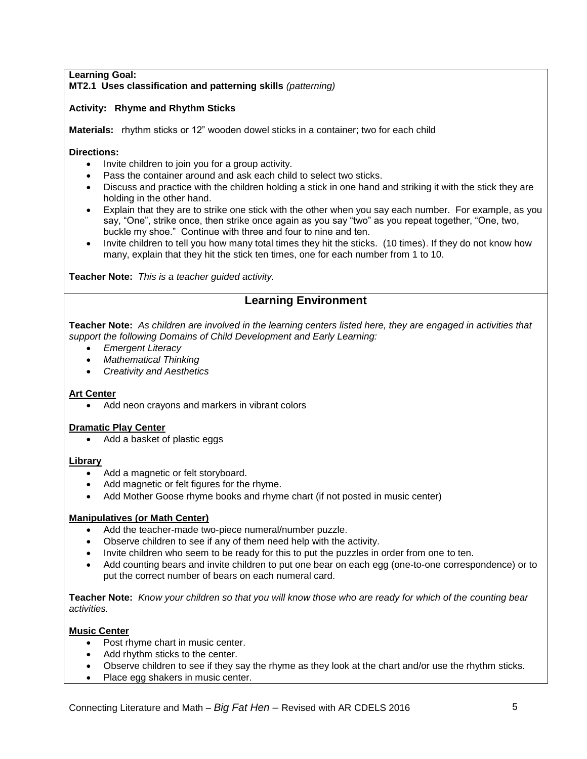**Learning Goal:**
**MT2.1 Uses classification and patterning skills** *(patterning)*

**Activity: Rhyme and Rhythm Sticks**

**Materials:** rhythm sticks or 12" wooden dowel sticks in a container; two for each child

**Directions:**

- Invite children to join you for a group activity.
- Pass the container around and ask each child to select two sticks.
- Discuss and practice with the children holding a stick in one hand and striking it with the stick they are holding in the other hand.
- Explain that they are to strike one stick with the other when you say each number. For example, as you say, "One", strike once, then strike once again as you say "two" as you repeat together, "One, two, buckle my shoe." Continue with three and four to nine and ten.
- Invite children to tell you how many total times they hit the sticks. (10 times). If they do not know how many, explain that they hit the stick ten times, one for each number from 1 to 10.

**Teacher Note:** *This is a teacher guided activity.*

## Learning Environment

**Teacher Note:** *As children are involved in the learning centers listed here, they are engaged in activities that support the following Domains of Child Development and Early Learning:*

- *Emergent Literacy*
- *Mathematical Thinking*
- *Creativity and Aesthetics*

**Art Center**

- Add neon crayons and markers in vibrant colors

**Dramatic Play Center**

- Add a basket of plastic eggs

**Library**

- Add a magnetic or felt storyboard.
- Add magnetic or felt figures for the rhyme.
- Add Mother Goose rhyme books and rhyme chart (if not posted in music center)

**Manipulatives (or Math Center)**

- Add the teacher-made two-piece numeral/number puzzle.
- Observe children to see if any of them need help with the activity.
- Invite children who seem to be ready for this to put the puzzles in order from one to ten.
- Add counting bears and invite children to put one bear on each egg (one-to-one correspondence) or to put the correct number of bears on each numeral card.

**Teacher Note:** *Know your children so that you will know those who are ready for which of the counting bear activities.*

**Music Center**

- Post rhyme chart in music center.
- Add rhythm sticks to the center.
- Observe children to see if they say the rhyme as they look at the chart and/or use the rhythm sticks.
- Place egg shakers in music center.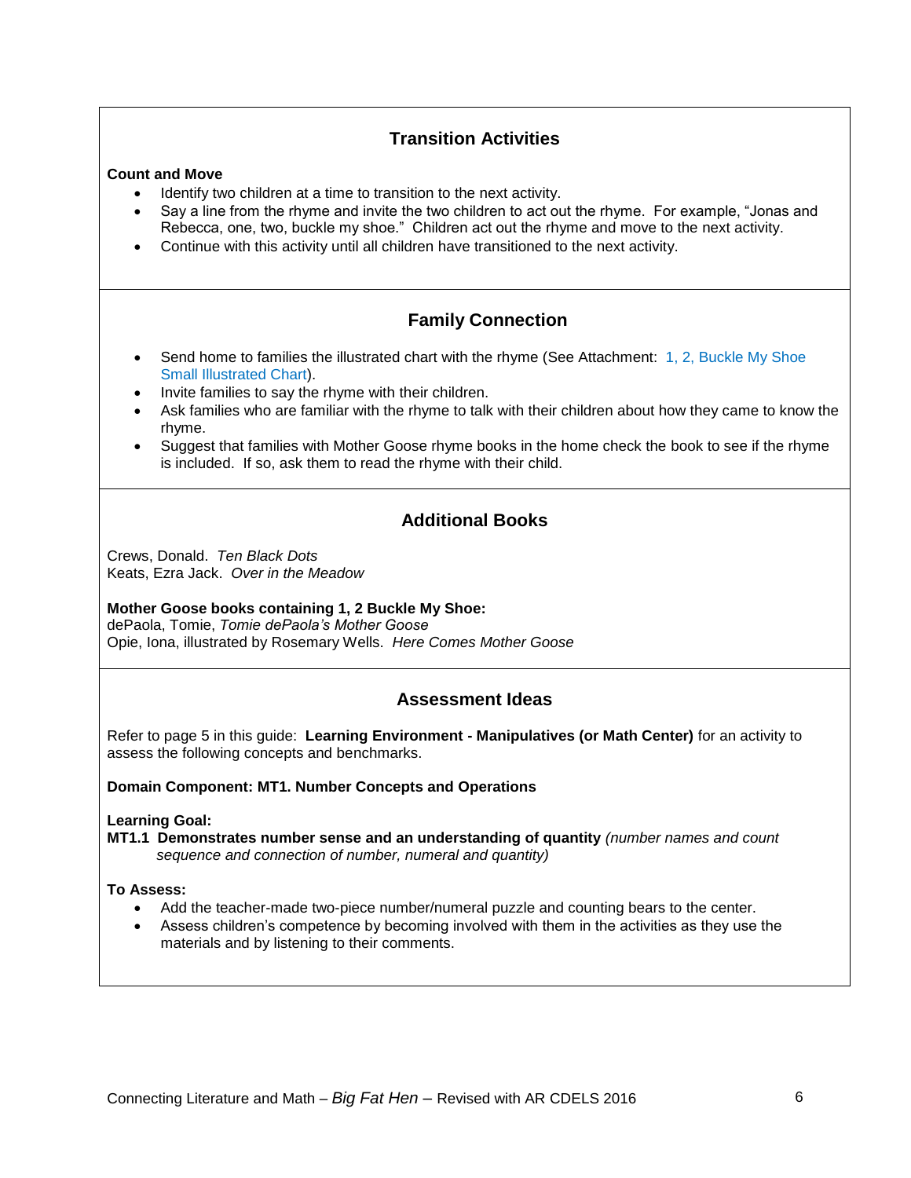## Transition Activities

**Count and Move**

- Identify two children at a time to transition to the next activity.
- Say a line from the rhyme and invite the two children to act out the rhyme. For example, "Jonas and Rebecca, one, two, buckle my shoe." Children act out the rhyme and move to the next activity.
- Continue with this activity until all children have transitioned to the next activity.

## Family Connection

- Send home to families the illustrated chart with the rhyme (See Attachment: 1, 2, Buckle My Shoe Small Illustrated Chart).
- Invite families to say the rhyme with their children.
- Ask families who are familiar with the rhyme to talk with their children about how they came to know the rhyme.
- Suggest that families with Mother Goose rhyme books in the home check the book to see if the rhyme is included. If so, ask them to read the rhyme with their child.

## Additional Books

Crews, Donald. *Ten Black Dots*
Keats, Ezra Jack. *Over in the Meadow*

**Mother Goose books containing 1, 2 Buckle My Shoe:**
dePaola, Tomie, *Tomie dePaola's Mother Goose*
Opie, Iona, illustrated by Rosemary Wells. *Here Comes Mother Goose*

## Assessment Ideas

Refer to page 5 in this guide: **Learning Environment - Manipulatives (or Math Center)** for an activity to assess the following concepts and benchmarks.

**Domain Component: MT1. Number Concepts and Operations**

**Learning Goal:**
**MT1.1 Demonstrates number sense and an understanding of quantity** *(number names and count sequence and connection of number, numeral and quantity)*

**To Assess:**

- Add the teacher-made two-piece number/numeral puzzle and counting bears to the center.
- Assess children's competence by becoming involved with them in the activities as they use the materials and by listening to their comments.